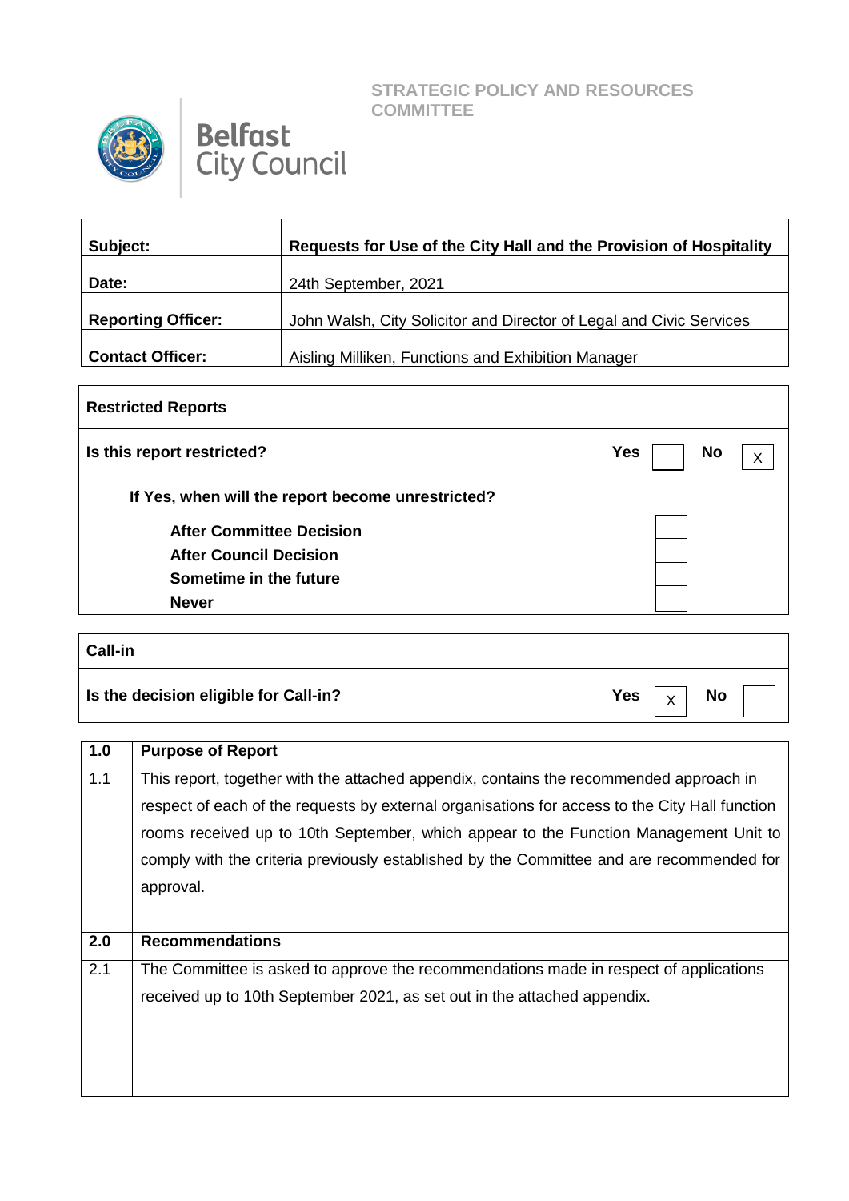**STRATEGIC POLICY AND RESOURCES COMMITTEE**

**Belfast City Council**

| **Subject:** | **Requests for Use of the City Hall and the Provision of Hospitality** |
|---|---|
| **Date:** | 24th September, 2021 |
| **Reporting Officer:** | John Walsh, City Solicitor and Director of Legal and Civic Services |
| **Contact Officer:** | Aisling Milliken, Functions and Exhibition Manager |

| **Restricted Reports** | | | | |
|---|---|---|---|---|
| **Is this report restricted?** | **Yes** | | **No** | X |
| **If Yes, when will the report become unrestricted?** | | | | |
| **After Committee Decision** | | | | |
| **After Council Decision** | | | | |
| **Sometime in the future** | | | | |
| **Never** | | | | |

| **Call-in** | | | | |
|---|---|---|---|---|
| **Is the decision eligible for Call-in?** | **Yes** | X | **No** | |

| **1.0** | **Purpose of Report** |
|---|---|
| 1.1 | This report, together with the attached appendix, contains the recommended approach in respect of each of the requests by external organisations for access to the City Hall function rooms received up to 10th September, which appear to the Function Management Unit to comply with the criteria previously established by the Committee and are recommended for approval. |
| **2.0** | **Recommendations** |
| 2.1 | The Committee is asked to approve the recommendations made in respect of applications received up to 10th September 2021, as set out in the attached appendix. |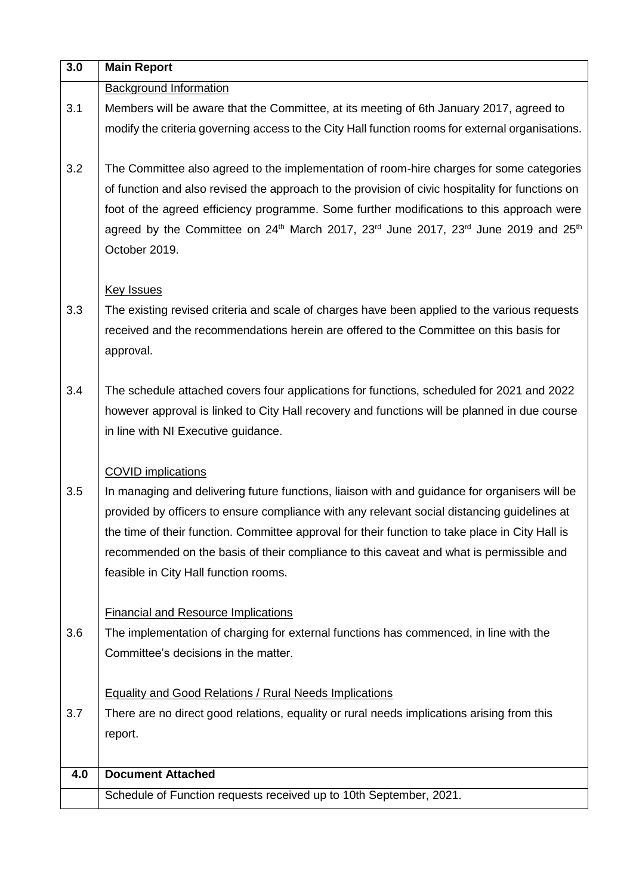| 3.0 | **Main Report** |
|---|---|
| | <u>Background Information</u> |
| 3.1 | Members will be aware that the Committee, at its meeting of 6th January 2017, agreed to modify the criteria governing access to the City Hall function rooms for external organisations. |
| 3.2 | The Committee also agreed to the implementation of room-hire charges for some categories of function and also revised the approach to the provision of civic hospitality for functions on foot of the agreed efficiency programme. Some further modifications to this approach were agreed by the Committee on 24th March 2017, 23rd June 2017, 23rd June 2019 and 25th October 2019. |
| | <u>Key Issues</u> |
| 3.3 | The existing revised criteria and scale of charges have been applied to the various requests received and the recommendations herein are offered to the Committee on this basis for approval. |
| 3.4 | The schedule attached covers four applications for functions, scheduled for 2021 and 2022 however approval is linked to City Hall recovery and functions will be planned in due course in line with NI Executive guidance. |
| | <u>COVID implications</u> |
| 3.5 | In managing and delivering future functions, liaison with and guidance for organisers will be provided by officers to ensure compliance with any relevant social distancing guidelines at the time of their function. Committee approval for their function to take place in City Hall is recommended on the basis of their compliance to this caveat and what is permissible and feasible in City Hall function rooms. |
| | <u>Financial and Resource Implications</u> |
| 3.6 | The implementation of charging for external functions has commenced, in line with the Committee's decisions in the matter. |
| | <u>Equality and Good Relations / Rural Needs Implications</u> |
| 3.7 | There are no direct good relations, equality or rural needs implications arising from this report. |
| **4.0** | **Document Attached** |
| | Schedule of Function requests received up to 10th September, 2021. |